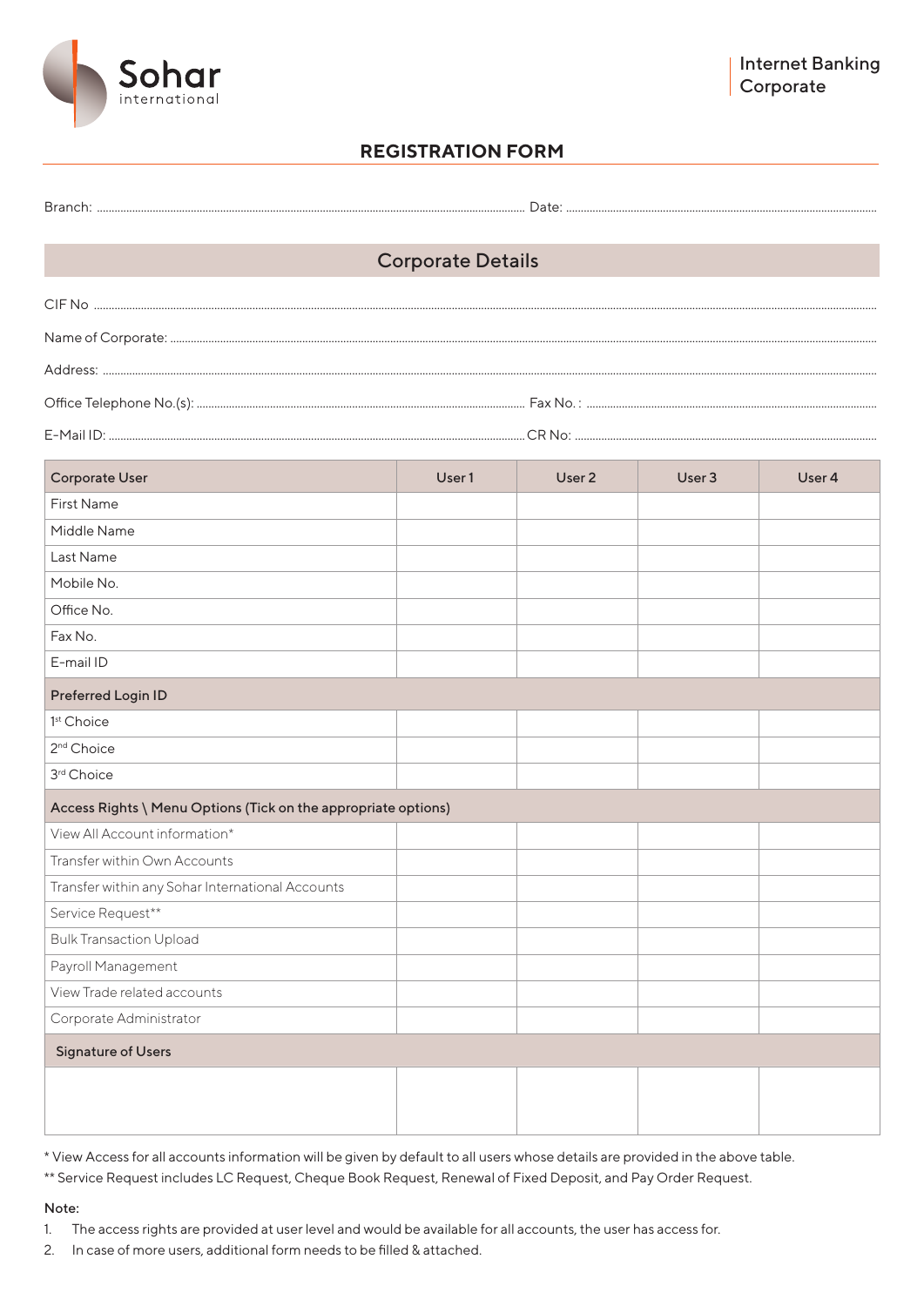Sohar international

Internet Banking Corporate

# REGISTRATION FORM

Branch: .............................................................. Date: ..............................................................

## Corporate Details

CIF No ..............................................................

Name of Corporate: ..............................................................

Address: ..............................................................

Office Telephone No.(s): .............................................................. Fax No. : ..............................................................

E-Mail ID: .............................................................. CR No: ..............................................................

| Corporate User | User 1 | User 2 | User 3 | User 4 |
|---|---|---|---|---|
| First Name | | | | |
| Middle Name | | | | |
| Last Name | | | | |
| Mobile No. | | | | |
| Office No. | | | | |
| Fax No. | | | | |
| E-mail ID | | | | |
| **Preferred Login ID** | | | | |
| 1st Choice | | | | |
| 2nd Choice | | | | |
| 3rd Choice | | | | |
| **Access Rights \ Menu Options (Tick on the appropriate options)** | | | | |
| View All Account information* | | | | |
| Transfer within Own Accounts | | | | |
| Transfer within any Sohar International Accounts | | | | |
| Service Request** | | | | |
| Bulk Transaction Upload | | | | |
| Payroll Management | | | | |
| View Trade related accounts | | | | |
| Corporate Administrator | | | | |
| **Signature of Users** | | | | |
| | | | | |

* View Access for all accounts information will be given by default to all users whose details are provided in the above table.

** Service Request includes LC Request, Cheque Book Request, Renewal of Fixed Deposit, and Pay Order Request.

Note:

1. The access rights are provided at user level and would be available for all accounts, the user has access for.
2. In case of more users, additional form needs to be filled & attached.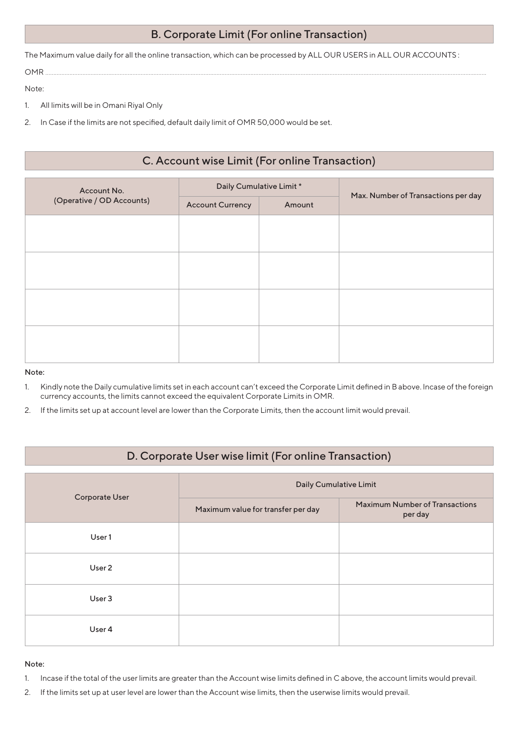## B. Corporate Limit (For online Transaction)

The Maximum value daily for all the online transaction, which can be processed by ALL OUR USERS in ALL OUR ACCOUNTS :

OMR ..................................................................................................................................................................................................................................

Note:

1. All limits will be in Omani Riyal Only
2. In Case if the limits are not specified, default daily limit of OMR 50,000 would be set.

## C. Account wise Limit (For online Transaction)

| Account No. (Operative / OD Accounts) | Daily Cumulative Limit * | | Max. Number of Transactions per day |
|---|---|---|---|
| | Account Currency | Amount | |
| | | | |
| | | | |
| | | | |
| | | | |

Note:

1. Kindly note the Daily cumulative limits set in each account can't exceed the Corporate Limit defined in B above. Incase of the foreign currency accounts, the limits cannot exceed the equivalent Corporate Limits in OMR.
2. If the limits set up at account level are lower than the Corporate Limits, then the account limit would prevail.

## D. Corporate User wise limit (For online Transaction)

| Corporate User | Daily Cumulative Limit | |
|---|---|---|
| | Maximum value for transfer per day | Maximum Number of Transactions per day |
| User 1 | | |
| User 2 | | |
| User 3 | | |
| User 4 | | |

Note:

1. Incase if the total of the user limits are greater than the Account wise limits defined in C above, the account limits would prevail.
2. If the limits set up at user level are lower than the Account wise limits, then the userwise limits would prevail.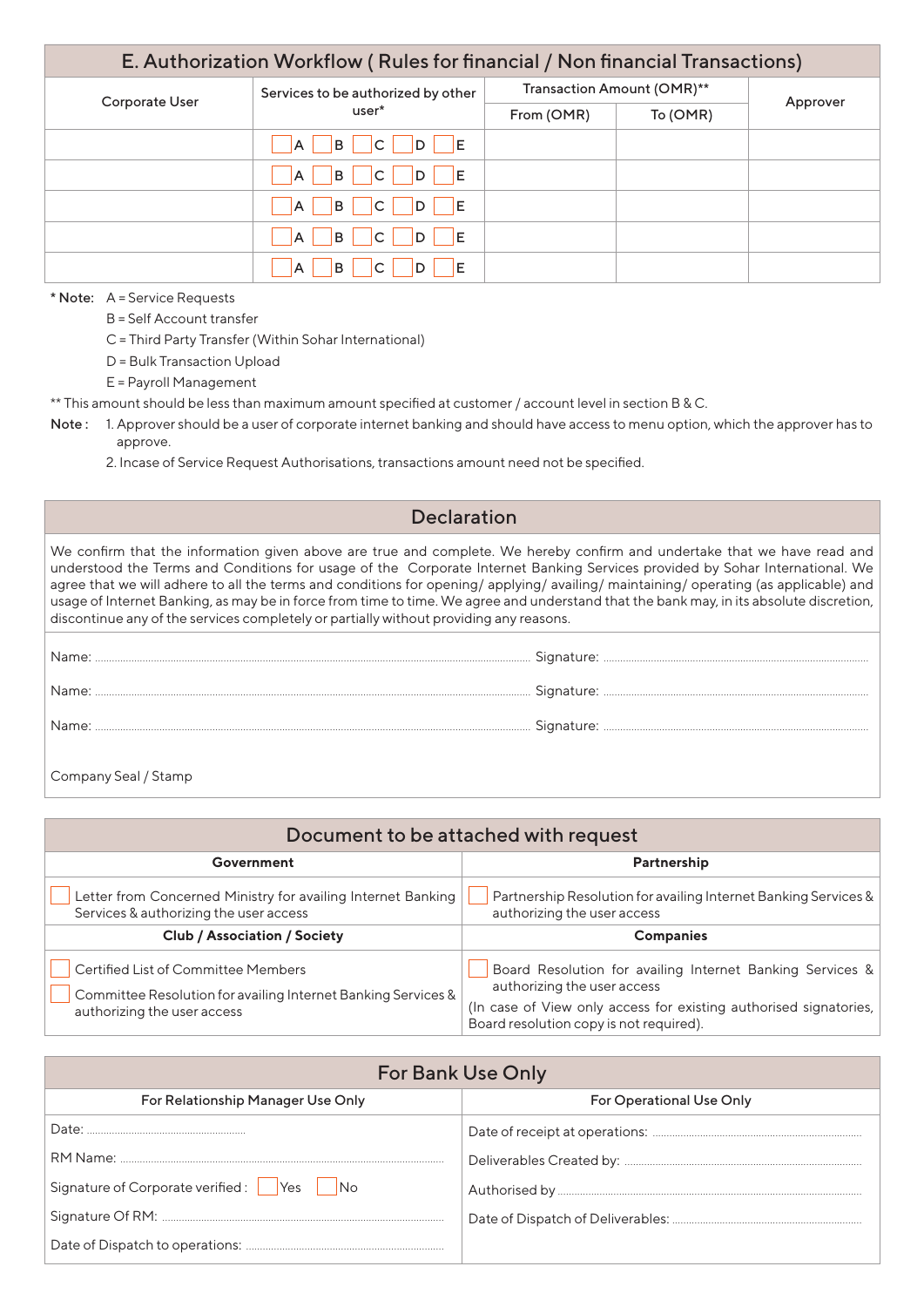## E. Authorization Workflow ( Rules for financial / Non financial Transactions)

| Corporate User | Services to be authorized by other user* | Transaction Amount (OMR)** | | Approver |
|---|---|---|---|---|
| | | From (OMR) | To (OMR) | |
| | ☐ A ☐ B ☐ C ☐ D ☐ E | | | |
| | ☐ A ☐ B ☐ C ☐ D ☐ E | | | |
| | ☐ A ☐ B ☐ C ☐ D ☐ E | | | |
| | ☐ A ☐ B ☐ C ☐ D ☐ E | | | |
| | ☐ A ☐ B ☐ C ☐ D ☐ E | | | |

**\* Note:** A = Service Requests
B = Self Account transfer
C = Third Party Transfer (Within Sohar International)
D = Bulk Transaction Upload
E = Payroll Management

** This amount should be less than maximum amount specified at customer / account level in section B & C.

**Note :**
1. Approver should be a user of corporate internet banking and should have access to menu option, which the approver has to approve.
2. Incase of Service Request Authorisations, transactions amount need not be specified.

## Declaration

We confirm that the information given above are true and complete. We hereby confirm and undertake that we have read and understood the Terms and Conditions for usage of the Corporate Internet Banking Services provided by Sohar International. We agree that we will adhere to all the terms and conditions for opening/ applying/ availing/ maintaining/ operating (as applicable) and usage of Internet Banking, as may be in force from time to time. We agree and understand that the bank may, in its absolute discretion, discontinue any of the services completely or partially without providing any reasons.

Name: .................................................... Signature: ....................................................

Name: .................................................... Signature: ....................................................

Name: .................................................... Signature: ....................................................

Company Seal / Stamp

## Document to be attached with request

| Government | Partnership |
|---|---|
| ☐ Letter from Concerned Ministry for availing Internet Banking Services & authorizing the user access | ☐ Partnership Resolution for availing Internet Banking Services & authorizing the user access |
| **Club / Association / Society** | **Companies** |
| ☐ Certified List of Committee Members<br>☐ Committee Resolution for availing Internet Banking Services & authorizing the user access | ☐ Board Resolution for availing Internet Banking Services & authorizing the user access<br>(In case of View only access for existing authorised signatories, Board resolution copy is not required). |

## For Bank Use Only

| For Relationship Manager Use Only | For Operational Use Only |
|---|---|
| Date: .................... | Date of receipt at operations: .................... |
| RM Name: .................... | Deliverables Created by: .................... |
| Signature of Corporate verified : ☐ Yes ☐ No | Authorised by .................... |
| Signature Of RM: .................... | Date of Dispatch of Deliverables: .................... |
| Date of Dispatch to operations: .................... | |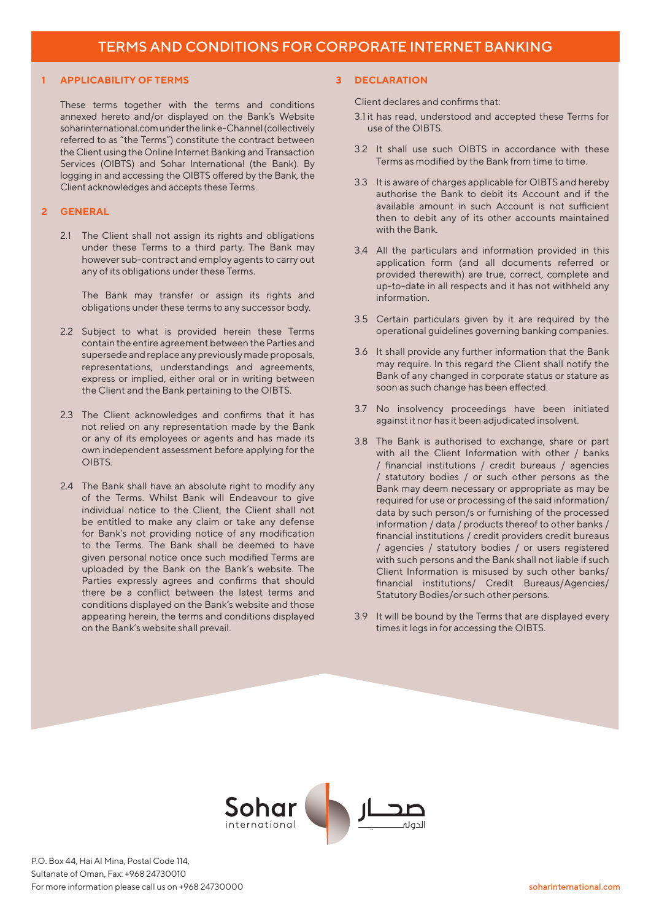# TERMS AND CONDITIONS FOR CORPORATE INTERNET BANKING

## 1 APPLICABILITY OF TERMS

These terms together with the terms and conditions annexed hereto and/or displayed on the Bank's Website soharinternational.com under the link e-Channel (collectively referred to as "the Terms") constitute the contract between the Client using the Online Internet Banking and Transaction Services (OIBTS) and Sohar International (the Bank). By logging in and accessing the OIBTS offered by the Bank, the Client acknowledges and accepts these Terms.

## 2 GENERAL

2.1 The Client shall not assign its rights and obligations under these Terms to a third party. The Bank may however sub-contract and employ agents to carry out any of its obligations under these Terms.

The Bank may transfer or assign its rights and obligations under these terms to any successor body.

2.2 Subject to what is provided herein these Terms contain the entire agreement between the Parties and supersede and replace any previously made proposals, representations, understandings and agreements, express or implied, either oral or in writing between the Client and the Bank pertaining to the OIBTS.

2.3 The Client acknowledges and confirms that it has not relied on any representation made by the Bank or any of its employees or agents and has made its own independent assessment before applying for the OIBTS.

2.4 The Bank shall have an absolute right to modify any of the Terms. Whilst Bank will Endeavour to give individual notice to the Client, the Client shall not be entitled to make any claim or take any defense for Bank's not providing notice of any modification to the Terms. The Bank shall be deemed to have given personal notice once such modified Terms are uploaded by the Bank on the Bank's website. The Parties expressly agrees and confirms that should there be a conflict between the latest terms and conditions displayed on the Bank's website and those appearing herein, the terms and conditions displayed on the Bank's website shall prevail.

## 3 DECLARATION

Client declares and confirms that:

3.1 it has read, understood and accepted these Terms for use of the OIBTS.

3.2 It shall use such OIBTS in accordance with these Terms as modified by the Bank from time to time.

3.3 It is aware of charges applicable for OIBTS and hereby authorise the Bank to debit its Account and if the available amount in such Account is not sufficient then to debit any of its other accounts maintained with the Bank.

3.4 All the particulars and information provided in this application form (and all documents referred or provided therewith) are true, correct, complete and up-to-date in all respects and it has not withheld any information.

3.5 Certain particulars given by it are required by the operational guidelines governing banking companies.

3.6 It shall provide any further information that the Bank may require. In this regard the Client shall notify the Bank of any changed in corporate status or stature as soon as such change has been effected.

3.7 No insolvency proceedings have been initiated against it nor has it been adjudicated insolvent.

3.8 The Bank is authorised to exchange, share or part with all the Client Information with other / banks / financial institutions / credit bureaus / agencies / statutory bodies / or such other persons as the Bank may deem necessary or appropriate as may be required for use or processing of the said information/ data by such person/s or furnishing of the processed information / data / products thereof to other banks / financial institutions / credit providers credit bureaus / agencies / statutory bodies / or users registered with such persons and the Bank shall not liable if such Client Information is misused by such other banks/ financial institutions/ Credit Bureaus/Agencies/ Statutory Bodies/or such other persons.

3.9 It will be bound by the Terms that are displayed every times it logs in for accessing the OIBTS.

Sohar international صحار الدولي

P.O. Box 44, Hai Al Mina, Postal Code 114,
Sultanate of Oman, Fax: +968 24730010
For more information please call us on +968 24730000

soharinternational.com